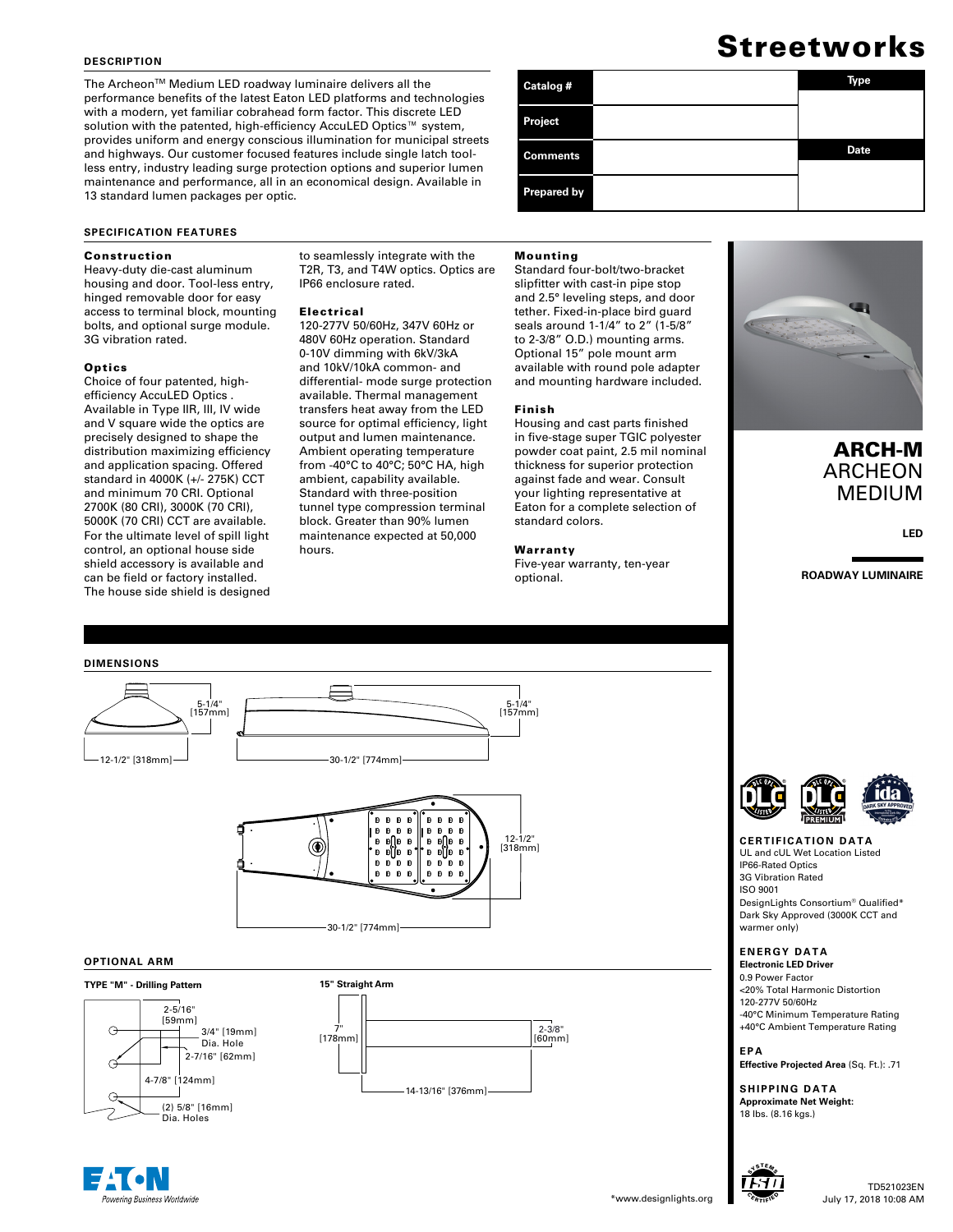# Streetworks

## DESCRIPTION

The Archeon™ Medium LED roadway luminaire delivers all the performance benefits of the latest Eaton LED platforms and technologies with a modern, yet familiar cobrahead form factor. This discrete LED solution with the patented, high-efficiency AccuLED Optics™ system, provides uniform and energy conscious illumination for municipal streets and highways. Our customer focused features include single latch tool-less entry, industry leading surge protection options and superior lumen maintenance and performance, all in an economical design. Available in 13 standard lumen packages per optic.

| Catalog # | | Type |
|---|---|---|
| Project | | |
| Comments | | Date |
| Prepared by | | |

## SPECIFICATION FEATURES

### Construction

Heavy-duty die-cast aluminum housing and door. Tool-less entry, hinged removable door for easy access to terminal block, mounting bolts, and optional surge module. 3G vibration rated.

### Optics

Choice of four patented, high-efficiency AccuLED Optics . Available in Type IIR, III, IV wide and V square wide the optics are precisely designed to shape the distribution maximizing efficiency and application spacing. Offered standard in 4000K (+/- 275K) CCT and minimum 70 CRI. Optional 2700K (80 CRI), 3000K (70 CRI), 5000K (70 CRI) CCT are available. For the ultimate level of spill light control, an optional house side shield accessory is available and can be field or factory installed. The house side shield is designed to seamlessly integrate with the T2R, T3, and T4W optics. Optics are IP66 enclosure rated.

### Electrical

120-277V 50/60Hz, 347V 60Hz or 480V 60Hz operation. Standard 0-10V dimming with 6kV/3kA and 10kV/10kA common- and differential- mode surge protection available. Thermal management transfers heat away from the LED source for optimal efficiency, light output and lumen maintenance. Ambient operating temperature from -40°C to 40°C; 50°C HA, high ambient, capability available. Standard with three-position tunnel type compression terminal block. Greater than 90% lumen maintenance expected at 50,000 hours.

### Mounting

Standard four-bolt/two-bracket slipfitter with cast-in pipe stop and 2.5° leveling steps, and door tether. Fixed-in-place bird guard seals around 1-1/4" to 2" (1-5/8" to 2-3/8" O.D.) mounting arms. Optional 15" pole mount arm available with round pole adapter and mounting hardware included.

### Finish

Housing and cast parts finished in five-stage super TGIC polyester powder coat paint, 2.5 mil nominal thickness for superior protection against fade and wear. Consult your lighting representative at Eaton for a complete selection of standard colors.

### Warranty

Five-year warranty, ten-year optional.

**ARCH-M**
ARCHEON MEDIUM

**LED**

**ROADWAY LUMINAIRE**

## DIMENSIONS

5-1/4" [157mm]
12-1/2" [318mm]
30-1/2" [774mm]
5-1/4" [157mm]
12-1/2" [318mm]
30-1/2" [774mm]

## OPTIONAL ARM

**TYPE "M" - Drilling Pattern**

2-5/16" [59mm]
3/4" [19mm] Dia. Hole
2-7/16" [62mm]
4-7/8" [124mm]
(2) 5/8" [16mm] Dia. Holes

**15" Straight Arm**

7" [178mm]
2-3/8" [60mm]
14-13/16" [376mm]

## CERTIFICATION DATA

UL and cUL Wet Location Listed
IP66-Rated Optics
3G Vibration Rated
ISO 9001
DesignLights Consortium® Qualified*
Dark Sky Approved (3000K CCT and warmer only)

## ENERGY DATA

**Electronic LED Driver**
0.9 Power Factor
<20% Total Harmonic Distortion
120-277V 50/60Hz
-40°C Minimum Temperature Rating
+40°C Ambient Temperature Rating

## EPA

**Effective Projected Area** (Sq. Ft.): .71

## SHIPPING DATA

**Approximate Net Weight:**
18 lbs. (8.16 kgs.)

*www.designlights.org

TD521023EN
July 17, 2018 10:08 AM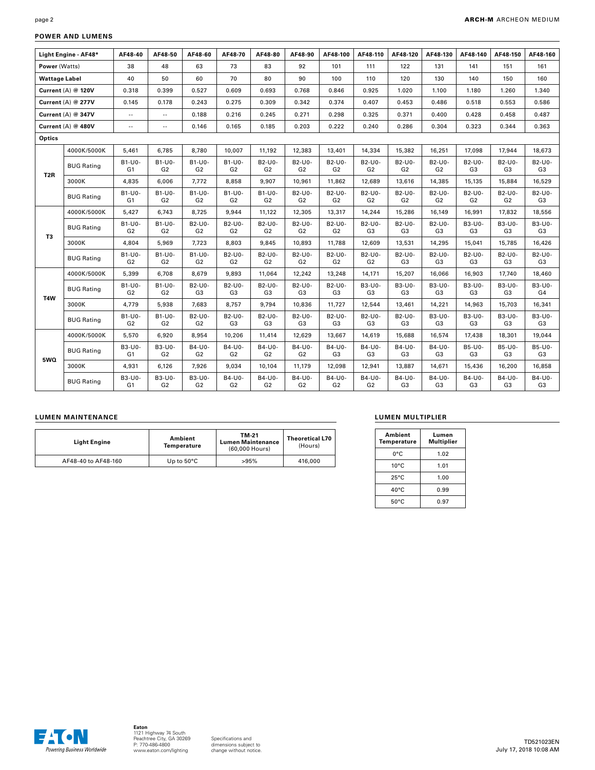## POWER AND LUMENS

| Light Engine - AF48* | | AF48-40 | AF48-50 | AF48-60 | AF48-70 | AF48-80 | AF48-90 | AF48-100 | AF48-110 | AF48-120 | AF48-130 | AF48-140 | AF48-150 | AF48-160 |
|---|---|---|---|---|---|---|---|---|---|---|---|---|---|---|
| Power (Watts) | | 38 | 48 | 63 | 73 | 83 | 92 | 101 | 111 | 122 | 131 | 141 | 151 | 161 |
| Wattage Label | | 40 | 50 | 60 | 70 | 80 | 90 | 100 | 110 | 120 | 130 | 140 | 150 | 160 |
| Current (A) @ 120V | | 0.318 | 0.399 | 0.527 | 0.609 | 0.693 | 0.768 | 0.846 | 0.925 | 1.020 | 1.100 | 1.180 | 1.260 | 1.340 |
| Current (A) @ 277V | | 0.145 | 0.178 | 0.243 | 0.275 | 0.309 | 0.342 | 0.374 | 0.407 | 0.453 | 0.486 | 0.518 | 0.553 | 0.586 |
| Current (A) @ 347V | | -- | -- | 0.188 | 0.216 | 0.245 | 0.271 | 0.298 | 0.325 | 0.371 | 0.400 | 0.428 | 0.458 | 0.487 |
| Current (A) @ 480V | | -- | -- | 0.146 | 0.165 | 0.185 | 0.203 | 0.222 | 0.240 | 0.286 | 0.304 | 0.323 | 0.344 | 0.363 |
| Optics | | | | | | | | | | | | | | |
| T2R | 4000K/5000K | 5,461 | 6,785 | 8,780 | 10,007 | 11,192 | 12,383 | 13,401 | 14,334 | 15,382 | 16,251 | 17,098 | 17,944 | 18,673 |
| | BUG Rating | B1-U0-G1 | B1-U0-G2 | B1-U0-G2 | B1-U0-G2 | B2-U0-G2 | B2-U0-G2 | B2-U0-G2 | B2-U0-G2 | B2-U0-G2 | B2-U0-G2 | B2-U0-G3 | B2-U0-G3 | B2-U0-G3 |
| | 3000K | 4,835 | 6,006 | 7,772 | 8,858 | 9,907 | 10,961 | 11,862 | 12,689 | 13,616 | 14,385 | 15,135 | 15,884 | 16,529 |
| | BUG Rating | B1-U0-G1 | B1-U0-G2 | B1-U0-G2 | B1-U0-G2 | B1-U0-G2 | B2-U0-G2 | B2-U0-G2 | B2-U0-G2 | B2-U0-G2 | B2-U0-G2 | B2-U0-G2 | B2-U0-G2 | B2-U0-G3 |
| T3 | 4000K/5000K | 5,427 | 6,743 | 8,725 | 9,944 | 11,122 | 12,305 | 13,317 | 14,244 | 15,286 | 16,149 | 16,991 | 17,832 | 18,556 |
| | BUG Rating | B1-U0-G2 | B1-U0-G2 | B2-U0-G2 | B2-U0-G2 | B2-U0-G2 | B2-U0-G2 | B2-U0-G2 | B2-U0-G3 | B2-U0-G3 | B2-U0-G3 | B3-U0-G3 | B3-U0-G3 | B3-U0-G3 |
| | 3000K | 4,804 | 5,969 | 7,723 | 8,803 | 9,845 | 10,893 | 11,788 | 12,609 | 13,531 | 14,295 | 15,041 | 15,785 | 16,426 |
| | BUG Rating | B1-U0-G2 | B1-U0-G2 | B1-U0-G2 | B2-U0-G2 | B2-U0-G2 | B2-U0-G2 | B2-U0-G2 | B2-U0-G2 | B2-U0-G3 | B2-U0-G3 | B2-U0-G3 | B2-U0-G3 | B2-U0-G3 |
| T4W | 4000K/5000K | 5,399 | 6,708 | 8,679 | 9,893 | 11,064 | 12,242 | 13,248 | 14,171 | 15,207 | 16,066 | 16,903 | 17,740 | 18,460 |
| | BUG Rating | B1-U0-G2 | B1-U0-G2 | B2-U0-G3 | B2-U0-G3 | B2-U0-G3 | B2-U0-G3 | B2-U0-G3 | B3-U0-G3 | B3-U0-G3 | B3-U0-G3 | B3-U0-G3 | B3-U0-G3 | B3-U0-G4 |
| | 3000K | 4,779 | 5,938 | 7,683 | 8,757 | 9,794 | 10,836 | 11,727 | 12,544 | 13,461 | 14,221 | 14,963 | 15,703 | 16,341 |
| | BUG Rating | B1-U0-G2 | B1-U0-G2 | B2-U0-G2 | B2-U0-G3 | B2-U0-G3 | B2-U0-G3 | B2-U0-G3 | B2-U0-G3 | B2-U0-G3 | B3-U0-G3 | B3-U0-G3 | B3-U0-G3 | B3-U0-G3 |
| 5WQ | 4000K/5000K | 5,570 | 6,920 | 8,954 | 10,206 | 11,414 | 12,629 | 13,667 | 14,619 | 15,688 | 16,574 | 17,438 | 18,301 | 19,044 |
| | BUG Rating | B3-U0-G1 | B3-U0-G2 | B4-U0-G2 | B4-U0-G2 | B4-U0-G2 | B4-U0-G2 | B4-U0-G3 | B4-U0-G3 | B4-U0-G3 | B4-U0-G3 | B5-U0-G3 | B5-U0-G3 | B5-U0-G3 |
| | 3000K | 4,931 | 6,126 | 7,926 | 9,034 | 10,104 | 11,179 | 12,098 | 12,941 | 13,887 | 14,671 | 15,436 | 16,200 | 16,858 |
| | BUG Rating | B3-U0-G1 | B3-U0-G2 | B3-U0-G2 | B4-U0-G2 | B4-U0-G2 | B4-U0-G2 | B4-U0-G2 | B4-U0-G2 | B4-U0-G3 | B4-U0-G3 | B4-U0-G3 | B4-U0-G3 | B4-U0-G3 |

## LUMEN MAINTENANCE

| Light Engine | Ambient Temperature | TM-21 Lumen Maintenance (60,000 Hours) | Theoretical L70 (Hours) |
|---|---|---|---|
| AF48-40 to AF48-160 | Up to 50°C | >95% | 416,000 |

## LUMEN MULTIPLIER

| Ambient Temperature | Lumen Multiplier |
|---|---|
| 0°C | 1.02 |
| 10°C | 1.01 |
| 25°C | 1.00 |
| 40°C | 0.99 |
| 50°C | 0.97 |

Eaton
1121 Highway 74 South
Peachtree City, GA 30269
P: 770-486-4800
www.eaton.com/lighting

Specifications and dimensions subject to change without notice.

TD521023EN
July 17, 2018 10:08 AM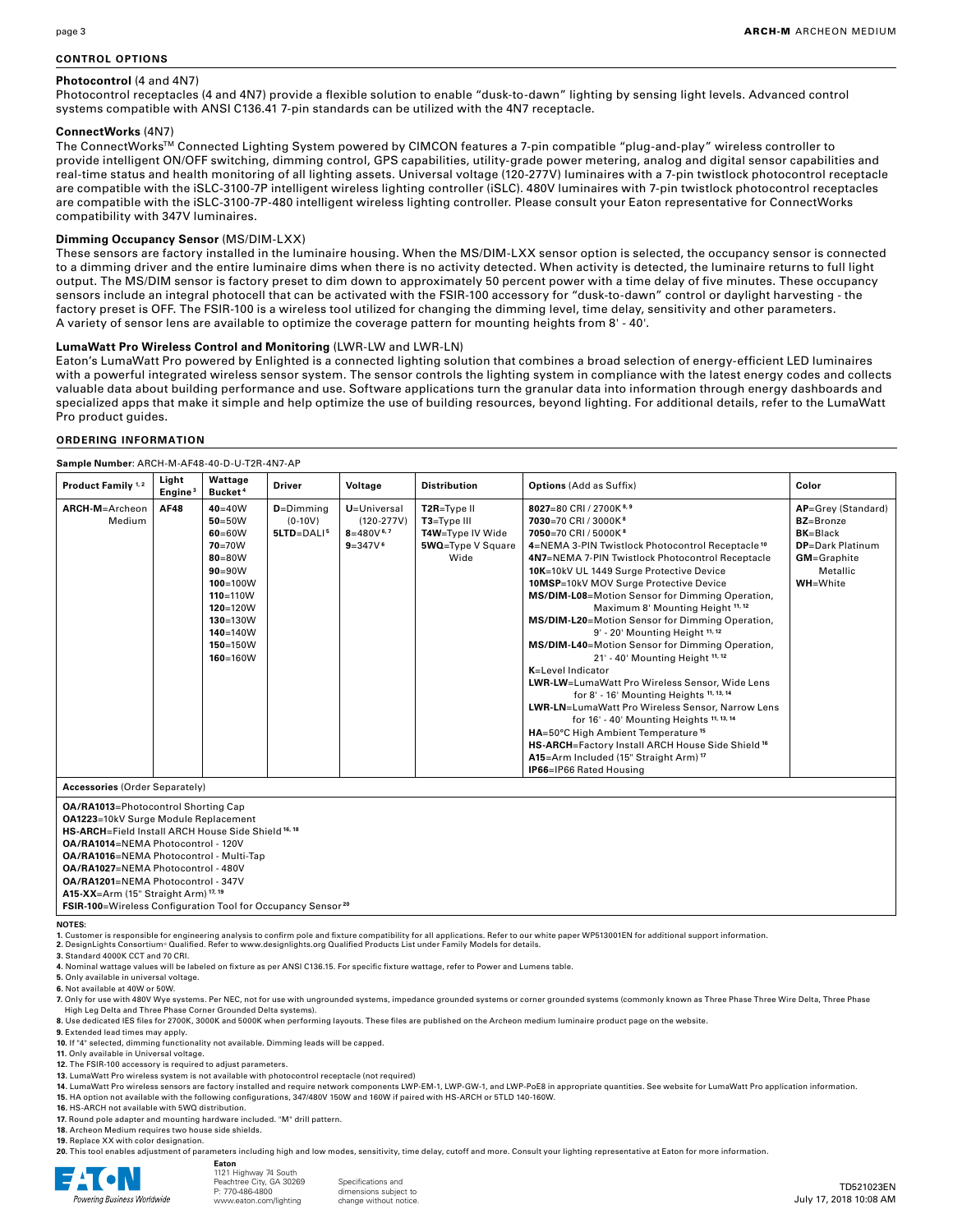## CONTROL OPTIONS

### Photocontrol (4 and 4N7)

Photocontrol receptacles (4 and 4N7) provide a flexible solution to enable "dusk-to-dawn" lighting by sensing light levels. Advanced control systems compatible with ANSI C136.41 7-pin standards can be utilized with the 4N7 receptacle.

### ConnectWorks (4N7)

The ConnectWorks™ Connected Lighting System powered by CIMCON features a 7-pin compatible "plug-and-play" wireless controller to provide intelligent ON/OFF switching, dimming control, GPS capabilities, utility-grade power metering, analog and digital sensor capabilities and real-time status and health monitoring of all lighting assets. Universal voltage (120-277V) luminaires with a 7-pin twistlock photocontrol receptacle are compatible with the iSLC-3100-7P intelligent wireless lighting controller (iSLC). 480V luminaires with 7-pin twistlock photocontrol receptacles are compatible with the iSLC-3100-7P-480 intelligent wireless lighting controller. Please consult your Eaton representative for ConnectWorks compatibility with 347V luminaires.

### Dimming Occupancy Sensor (MS/DIM-LXX)

These sensors are factory installed in the luminaire housing. When the MS/DIM-LXX sensor option is selected, the occupancy sensor is connected to a dimming driver and the entire luminaire dims when there is no activity detected. When activity is detected, the luminaire returns to full light output. The MS/DIM sensor is factory preset to dim down to approximately 50 percent power with a time delay of five minutes. These occupancy sensors include an integral photocell that can be activated with the FSIR-100 accessory for "dusk-to-dawn" control or daylight harvesting - the factory preset is OFF. The FSIR-100 is a wireless tool utilized for changing the dimming level, time delay, sensitivity and other parameters. A variety of sensor lens are available to optimize the coverage pattern for mounting heights from 8' - 40'.

### LumaWatt Pro Wireless Control and Monitoring (LWR-LW and LWR-LN)

Eaton's LumaWatt Pro powered by Enlighted is a connected lighting solution that combines a broad selection of energy-efficient LED luminaires with a powerful integrated wireless sensor system. The sensor controls the lighting system in compliance with the latest energy codes and collects valuable data about building performance and use. Software applications turn the granular data into information through energy dashboards and specialized apps that make it simple and help optimize the use of building resources, beyond lighting. For additional details, refer to the LumaWatt Pro product guides.

## ORDERING INFORMATION

**Sample Number**: ARCH-M-AF48-40-D-U-T2R-4N7-AP

| Product Family [1,2] | Light Engine [3] | Wattage Bucket [4] | Driver | Voltage | Distribution | Options (Add as Suffix) | Color |
|---|---|---|---|---|---|---|---|
| **ARCH-M**=Archeon Medium | **AF48** | **40**=40W<br>**50**=50W<br>**60**=60W<br>**70**=70W<br>**80**=80W<br>**90**=90W<br>**100**=100W<br>**110**=110W<br>**120**=120W<br>**130**=130W<br>**140**=140W<br>**150**=150W<br>**160**=160W | **D**=Dimming (0-10V)<br>**5LTD**=DALI [5] | **U**=Universal (120-277V)<br>**8**=480V [6,7]<br>**9**=347V [6] | **T2R**=Type II<br>**T3**=Type III<br>**T4W**=Type IV Wide<br>**5WQ**=Type V Square Wide | **8027**=80 CRI / 2700K [8,9]<br>**7030**=70 CRI / 3000K [8]<br>**7050**=70 CRI / 5000K [8]<br>**4**=NEMA 3-PIN Twistlock Photocontrol Receptacle [10]<br>**4N7**=NEMA 7-PIN Twistlock Photocontrol Receptacle<br>**10K**=10kV UL 1449 Surge Protective Device<br>**10MSP**=10kV MOV Surge Protective Device<br>**MS/DIM-L08**=Motion Sensor for Dimming Operation, Maximum 8' Mounting Height [11,12]<br>**MS/DIM-L20**=Motion Sensor for Dimming Operation, 9' - 20' Mounting Height [11,12]<br>**MS/DIM-L40**=Motion Sensor for Dimming Operation, 21' - 40' Mounting Height [11,12]<br>**K**=Level Indicator<br>**LWR-LW**=LumaWatt Pro Wireless Sensor, Wide Lens for 8' - 16' Mounting Heights [11,13,14]<br>**LWR-LN**=LumaWatt Pro Wireless Sensor, Narrow Lens for 16' - 40' Mounting Heights [11,13,14]<br>**HA**=50°C High Ambient Temperature [15]<br>**HS-ARCH**=Factory Install ARCH House Side Shield [16]<br>**A15**=Arm Included (15" Straight Arm) [17]<br>**IP66**=IP66 Rated Housing | **AP**=Grey (Standard)<br>**BZ**=Bronze<br>**BK**=Black<br>**DP**=Dark Platinum<br>**GM**=Graphite Metallic<br>**WH**=White |

**Accessories** (Order Separately)

**OA/RA1013**=Photocontrol Shorting Cap
**OA1223**=10kV Surge Module Replacement
**HS-ARCH**=Field Install ARCH House Side Shield [16,18]
**OA/RA1014**=NEMA Photocontrol - 120V
**OA/RA1016**=NEMA Photocontrol - Multi-Tap
**OA/RA1027**=NEMA Photocontrol - 480V
**OA/RA1201**=NEMA Photocontrol - 347V
**A15-XX**=Arm (15" Straight Arm) [17,19]
**FSIR-100**=Wireless Configuration Tool for Occupancy Sensor [20]

**NOTES**:

1. Customer is responsible for engineering analysis to confirm pole and fixture compatibility for all applications. Refer to our white paper WP513001EN for additional support information.
2. DesignLights Consortium® Qualified. Refer to www.designlights.org Qualified Products List under Family Models for details.
3. Standard 4000K CCT and 70 CRI.
4. Nominal wattage values will be labeled on fixture as per ANSI C136.15. For specific fixture wattage, refer to Power and Lumens table.
5. Only available in universal voltage.
6. Not available at 40W or 50W.
7. Only for use with 480V Wye systems. Per NEC, not for use with ungrounded systems, impedance grounded systems or corner grounded systems (commonly known as Three Phase Three Wire Delta, Three Phase High Leg Delta and Three Phase Corner Grounded Delta systems).
8. Use dedicated IES files for 2700K, 3000K and 5000K when performing layouts. These files are published on the Archeon medium luminaire product page on the website.
9. Extended lead times may apply.
10. If "4" selected, dimming functionality not available. Dimming leads will be capped.
11. Only available in Universal voltage.
12. The FSIR-100 accessory is required to adjust parameters.
13. LumaWatt Pro wireless system is not available with photocontrol receptacle (not required)
14. LumaWatt Pro wireless sensors are factory installed and require network components LWP-EM-1, LWP-GW-1, and LWP-PoE8 in appropriate quantities. See website for LumaWatt Pro application information.
15. HA option not available with the following configurations, 347/480V 150W and 160W if paired with HS-ARCH or 5TLD 140-160W.
16. HS-ARCH not available with 5WQ distribution.
17. Round pole adapter and mounting hardware included. "M" drill pattern.
18. Archeon Medium requires two house side shields.
19. Replace XX with color designation.
20. This tool enables adjustment of parameters including high and low modes, sensitivity, time delay, cutoff and more. Consult your lighting representative at Eaton for more information.

**Eaton**
1121 Highway 74 South
Peachtree City, GA 30269
P: 770-486-4800
www.eaton.com/lighting

Specifications and dimensions subject to change without notice.

TD521023EN
July 17, 2018 10:08 AM